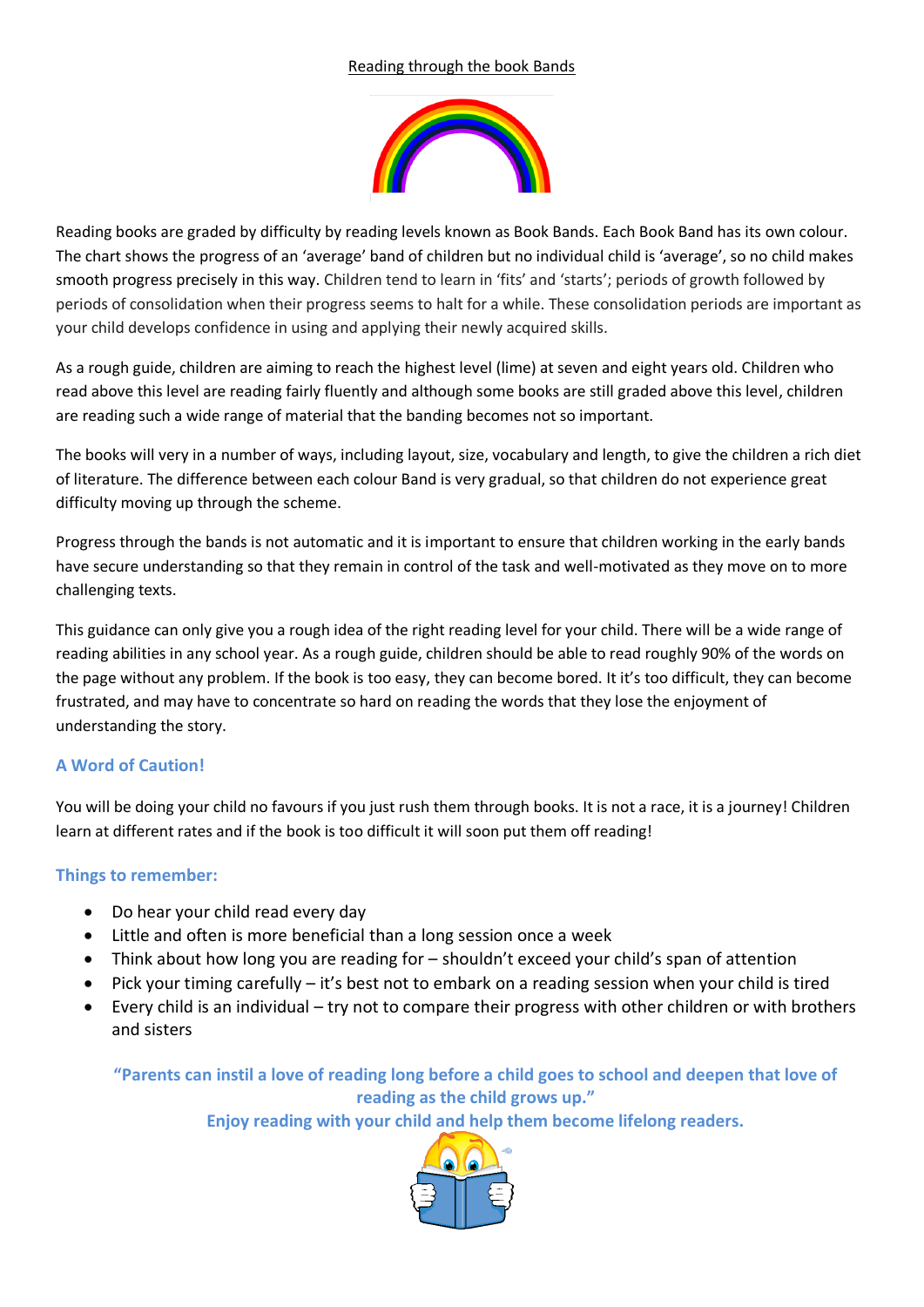# Reading through the book Bands

Reading books are graded by difficulty by reading levels known as Book Bands. Each Book Band has its own colour. The chart shows the progress of an 'average' band of children but no individual child is 'average', so no child makes smooth progress precisely in this way. Children tend to learn in 'fits' and 'starts'; periods of growth followed by periods of consolidation when their progress seems to halt for a while. These consolidation periods are important as your child develops confidence in using and applying their newly acquired skills.

As a rough guide, children are aiming to reach the highest level (lime) at seven and eight years old. Children who read above this level are reading fairly fluently and although some books are still graded above this level, children are reading such a wide range of material that the banding becomes not so important.

The books will very in a number of ways, including layout, size, vocabulary and length, to give the children a rich diet of literature. The difference between each colour Band is very gradual, so that children do not experience great difficulty moving up through the scheme.

Progress through the bands is not automatic and it is important to ensure that children working in the early bands have secure understanding so that they remain in control of the task and well-motivated as they move on to more challenging texts.

This guidance can only give you a rough idea of the right reading level for your child. There will be a wide range of reading abilities in any school year. As a rough guide, children should be able to read roughly 90% of the words on the page without any problem. If the book is too easy, they can become bored. It it's too difficult, they can become frustrated, and may have to concentrate so hard on reading the words that they lose the enjoyment of understanding the story.

## A Word of Caution!

You will be doing your child no favours if you just rush them through books. It is not a race, it is a journey! Children learn at different rates and if the book is too difficult it will soon put them off reading!

## Things to remember:

- Do hear your child read every day
- Little and often is more beneficial than a long session once a week
- Think about how long you are reading for – shouldn't exceed your child's span of attention
- Pick your timing carefully – it's best not to embark on a reading session when your child is tired
- Every child is an individual – try not to compare their progress with other children or with brothers and sisters

**"Parents can instil a love of reading long before a child goes to school and deepen that love of reading as the child grows up."**

**Enjoy reading with your child and help them become lifelong readers.**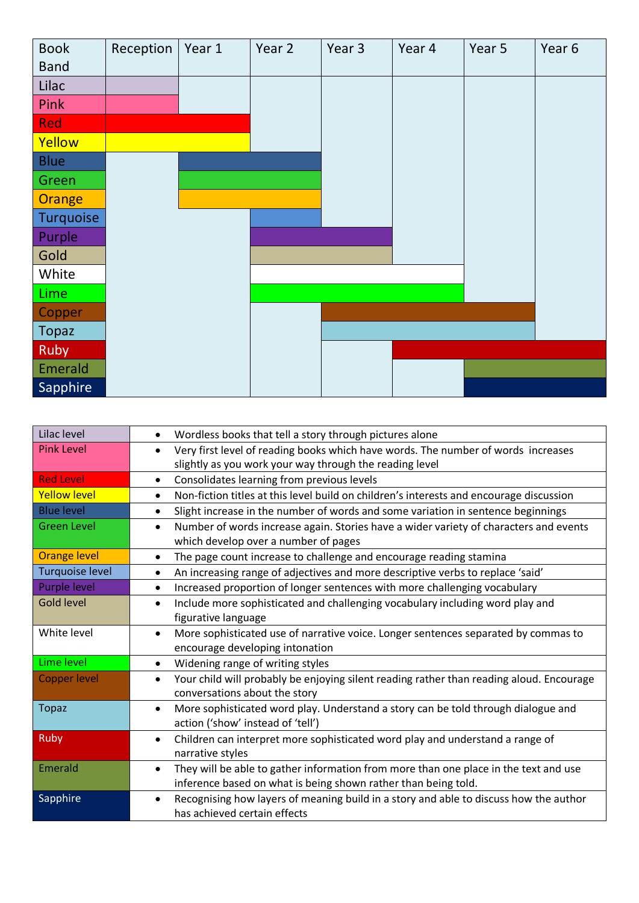| Book Band | Reception | Year 1 | Year 2 | Year 3 | Year 4 | Year 5 | Year 6 |
|---|---|---|---|---|---|---|---|
| Lilac | ■ | | | | | | |
| Pink | ■ | | | | | | |
| Red | ■ | ■ | | | | | |
| Yellow | ■ | ■ | | | | | |
| Blue | | ■ | ■ | | | | |
| Green | | ■ | ■ | | | | |
| Orange | | ■ | ■ | | | | |
| Turquoise | | | ■ | | | | |
| Purple | | | ■ | ■ | | | |
| Gold | | | ■ | ■ | | | |
| White | | | ■ | ■ | ■ | | |
| Lime | | | ■ | ■ | ■ | | |
| Copper | | | | ■ | ■ | ■ | |
| Topaz | | | | ■ | ■ | ■ | |
| Ruby | | | | | ■ | ■ | ■ |
| Emerald | | | | | | ■ | ■ |
| Sapphire | | | | | | ■ | ■ |

| | |
|---|---|
| Lilac level | • Wordless books that tell a story through pictures alone |
| Pink Level | • Very first level of reading books which have words. The number of words increases slightly as you work your way through the reading level |
| Red Level | • Consolidates learning from previous levels |
| Yellow level | • Non-fiction titles at this level build on children's interests and encourage discussion |
| Blue level | • Slight increase in the number of words and some variation in sentence beginnings |
| Green Level | • Number of words increase again. Stories have a wider variety of characters and events which develop over a number of pages |
| Orange level | • The page count increase to challenge and encourage reading stamina |
| Turquoise level | • An increasing range of adjectives and more descriptive verbs to replace 'said' |
| Purple level | • Increased proportion of longer sentences with more challenging vocabulary |
| Gold level | • Include more sophisticated and challenging vocabulary including word play and figurative language |
| White level | • More sophisticated use of narrative voice. Longer sentences separated by commas to encourage developing intonation |
| Lime level | • Widening range of writing styles |
| Copper level | • Your child will probably be enjoying silent reading rather than reading aloud. Encourage conversations about the story |
| Topaz | • More sophisticated word play. Understand a story can be told through dialogue and action ('show' instead of 'tell') |
| Ruby | • Children can interpret more sophisticated word play and understand a range of narrative styles |
| Emerald | • They will be able to gather information from more than one place in the text and use inference based on what is being shown rather than being told. |
| Sapphire | • Recognising how layers of meaning build in a story and able to discuss how the author has achieved certain effects |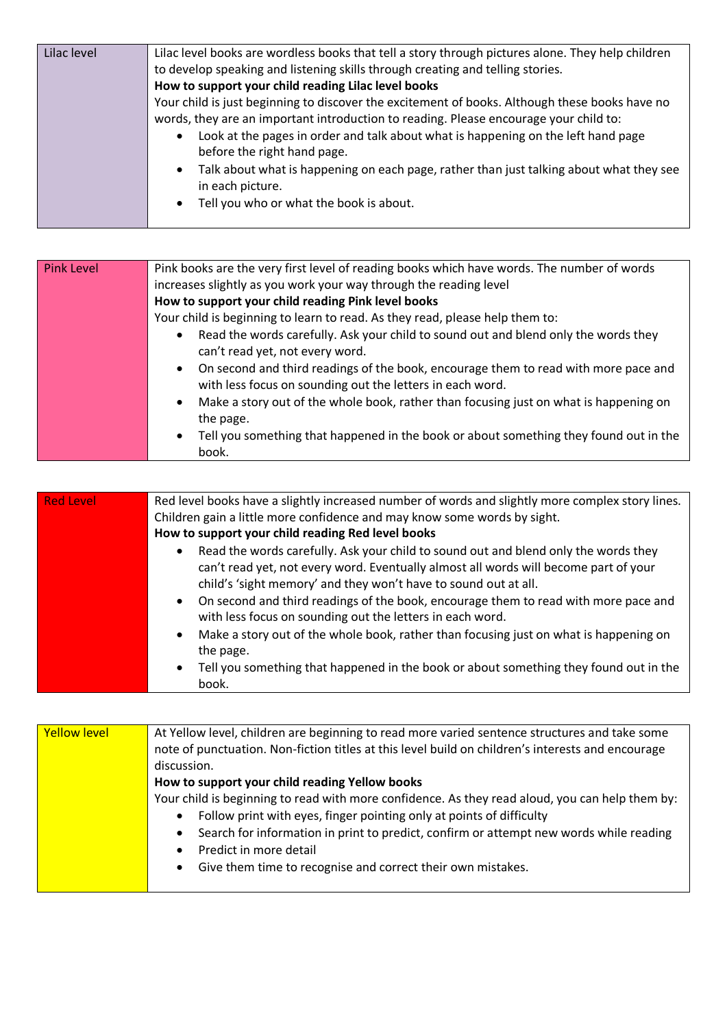| Lilac level | Lilac level books are wordless books that tell a story through pictures alone. They help children to develop speaking and listening skills through creating and telling stories.<br>**How to support your child reading Lilac level books**<br>Your child is just beginning to discover the excitement of books. Although these books have no words, they are an important introduction to reading. Please encourage your child to:<br>• Look at the pages in order and talk about what is happening on the left hand page before the right hand page.<br>• Talk about what is happening on each page, rather than just talking about what they see in each picture.<br>• Tell you who or what the book is about. |
|---|---|

| Pink Level | Pink books are the very first level of reading books which have words. The number of words increases slightly as you work your way through the reading level<br>**How to support your child reading Pink level books**<br>Your child is beginning to learn to read. As they read, please help them to:<br>• Read the words carefully. Ask your child to sound out and blend only the words they can't read yet, not every word.<br>• On second and third readings of the book, encourage them to read with more pace and with less focus on sounding out the letters in each word.<br>• Make a story out of the whole book, rather than focusing just on what is happening on the page.<br>• Tell you something that happened in the book or about something they found out in the book. |
|---|---|

| Red Level | Red level books have a slightly increased number of words and slightly more complex story lines. Children gain a little more confidence and may know some words by sight.<br>**How to support your child reading Red level books**<br>• Read the words carefully. Ask your child to sound out and blend only the words they can't read yet, not every word. Eventually almost all words will become part of your child's 'sight memory' and they won't have to sound out at all.<br>• On second and third readings of the book, encourage them to read with more pace and with less focus on sounding out the letters in each word.<br>• Make a story out of the whole book, rather than focusing just on what is happening on the page.<br>• Tell you something that happened in the book or about something they found out in the book. |
|---|---|

| Yellow level | At Yellow level, children are beginning to read more varied sentence structures and take some note of punctuation. Non-fiction titles at this level build on children's interests and encourage discussion.<br>**How to support your child reading Yellow books**<br>Your child is beginning to read with more confidence. As they read aloud, you can help them by:<br>• Follow print with eyes, finger pointing only at points of difficulty<br>• Search for information in print to predict, confirm or attempt new words while reading<br>• Predict in more detail<br>• Give them time to recognise and correct their own mistakes. |
|---|---|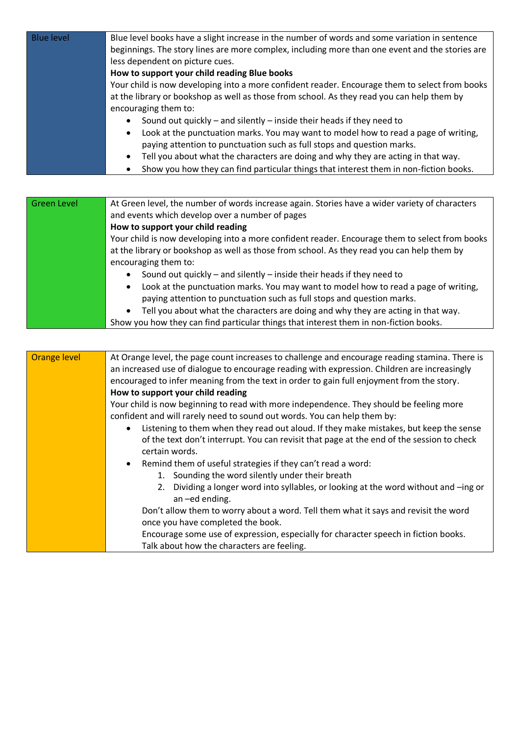| Blue level | Blue level books have a slight increase in the number of words and some variation in sentence beginnings. The story lines are more complex, including more than one event and the stories are less dependent on picture cues.<br>**How to support your child reading Blue books**<br>Your child is now developing into a more confident reader. Encourage them to select from books at the library or bookshop as well as those from school. As they read you can help them by encouraging them to:<br>• Sound out quickly – and silently – inside their heads if they need to<br>• Look at the punctuation marks. You may want to model how to read a page of writing, paying attention to punctuation such as full stops and question marks.<br>• Tell you about what the characters are doing and why they are acting in that way.<br>• Show you how they can find particular things that interest them in non-fiction books. |
|---|---|

| Green Level | At Green level, the number of words increase again. Stories have a wider variety of characters and events which develop over a number of pages<br>**How to support your child reading**<br>Your child is now developing into a more confident reader. Encourage them to select from books at the library or bookshop as well as those from school. As they read you can help them by encouraging them to:<br>• Sound out quickly – and silently – inside their heads if they need to<br>• Look at the punctuation marks. You may want to model how to read a page of writing, paying attention to punctuation such as full stops and question marks.<br>• Tell you about what the characters are doing and why they are acting in that way.<br>Show you how they can find particular things that interest them in non-fiction books. |
|---|---|

| Orange level | At Orange level, the page count increases to challenge and encourage reading stamina. There is an increased use of dialogue to encourage reading with expression. Children are increasingly encouraged to infer meaning from the text in order to gain full enjoyment from the story.<br>**How to support your child reading**<br>Your child is now beginning to read with more independence. They should be feeling more confident and will rarely need to sound out words. You can help them by:<br>• Listening to them when they read out aloud. If they make mistakes, but keep the sense of the text don't interrupt. You can revisit that page at the end of the session to check certain words.<br>• Remind them of useful strategies if they can't read a word:<br>1. Sounding the word silently under their breath<br>2. Dividing a longer word into syllables, or looking at the word without and –ing or an –ed ending.<br>Don't allow them to worry about a word. Tell them what it says and revisit the word once you have completed the book.<br>Encourage some use of expression, especially for character speech in fiction books.<br>Talk about how the characters are feeling. |
|---|---|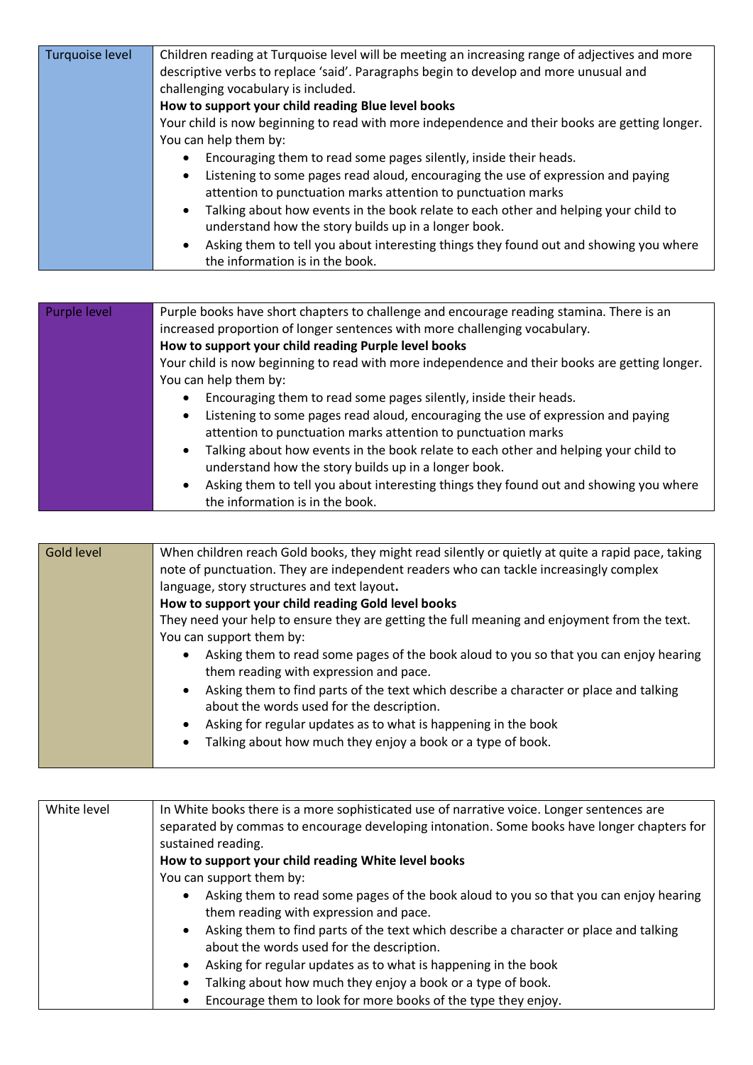| Turquoise level | Children reading at Turquoise level will be meeting an increasing range of adjectives and more descriptive verbs to replace 'said'. Paragraphs begin to develop and more unusual and challenging vocabulary is included.<br>**How to support your child reading Blue level books**<br>Your child is now beginning to read with more independence and their books are getting longer. You can help them by:<br>• Encouraging them to read some pages silently, inside their heads.<br>• Listening to some pages read aloud, encouraging the use of expression and paying attention to punctuation marks attention to punctuation marks<br>• Talking about how events in the book relate to each other and helping your child to understand how the story builds up in a longer book.<br>• Asking them to tell you about interesting things they found out and showing you where the information is in the book. |
|---|---|

| Purple level | Purple books have short chapters to challenge and encourage reading stamina. There is an increased proportion of longer sentences with more challenging vocabulary.<br>**How to support your child reading Purple level books**<br>Your child is now beginning to read with more independence and their books are getting longer. You can help them by:<br>• Encouraging them to read some pages silently, inside their heads.<br>• Listening to some pages read aloud, encouraging the use of expression and paying attention to punctuation marks attention to punctuation marks<br>• Talking about how events in the book relate to each other and helping your child to understand how the story builds up in a longer book.<br>• Asking them to tell you about interesting things they found out and showing you where the information is in the book. |
|---|---|

| Gold level | When children reach Gold books, they might read silently or quietly at quite a rapid pace, taking note of punctuation. They are independent readers who can tackle increasingly complex language, story structures and text layout.<br>**How to support your child reading Gold level books**<br>They need your help to ensure they are getting the full meaning and enjoyment from the text. You can support them by:<br>• Asking them to read some pages of the book aloud to you so that you can enjoy hearing them reading with expression and pace.<br>• Asking them to find parts of the text which describe a character or place and talking about the words used for the description.<br>• Asking for regular updates as to what is happening in the book<br>• Talking about how much they enjoy a book or a type of book. |
|---|---|

| White level | In White books there is a more sophisticated use of narrative voice. Longer sentences are separated by commas to encourage developing intonation. Some books have longer chapters for sustained reading.<br>**How to support your child reading White level books**<br>You can support them by:<br>• Asking them to read some pages of the book aloud to you so that you can enjoy hearing them reading with expression and pace.<br>• Asking them to find parts of the text which describe a character or place and talking about the words used for the description.<br>• Asking for regular updates as to what is happening in the book<br>• Talking about how much they enjoy a book or a type of book.<br>• Encourage them to look for more books of the type they enjoy. |
|---|---|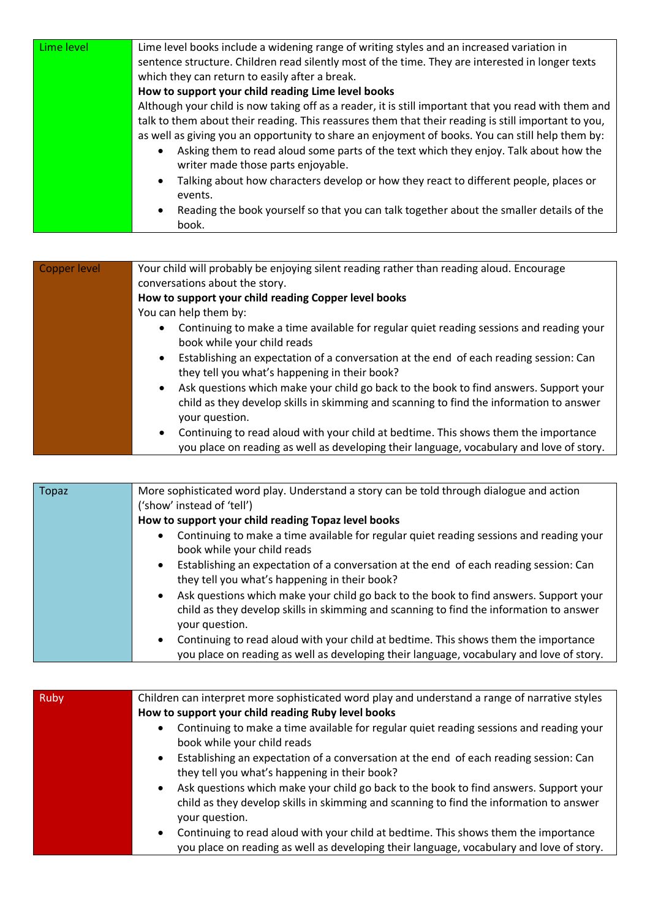| Lime level | Lime level books include a widening range of writing styles and an increased variation in sentence structure. Children read silently most of the time. They are interested in longer texts which they can return to easily after a break.<br>**How to support your child reading Lime level books**<br>Although your child is now taking off as a reader, it is still important that you read with them and talk to them about their reading. This reassures them that their reading is still important to you, as well as giving you an opportunity to share an enjoyment of books. You can still help them by:<br>• Asking them to read aloud some parts of the text which they enjoy. Talk about how the writer made those parts enjoyable.<br>• Talking about how characters develop or how they react to different people, places or events.<br>• Reading the book yourself so that you can talk together about the smaller details of the book. |
|---|---|

| Copper level | Your child will probably be enjoying silent reading rather than reading aloud. Encourage conversations about the story.<br>**How to support your child reading Copper level books**<br>You can help them by:<br>• Continuing to make a time available for regular quiet reading sessions and reading your book while your child reads<br>• Establishing an expectation of a conversation at the end of each reading session: Can they tell you what's happening in their book?<br>• Ask questions which make your child go back to the book to find answers. Support your child as they develop skills in skimming and scanning to find the information to answer your question.<br>• Continuing to read aloud with your child at bedtime. This shows them the importance you place on reading as well as developing their language, vocabulary and love of story. |
|---|---|

| Topaz | More sophisticated word play. Understand a story can be told through dialogue and action ('show' instead of 'tell')<br>**How to support your child reading Topaz level books**<br>• Continuing to make a time available for regular quiet reading sessions and reading your book while your child reads<br>• Establishing an expectation of a conversation at the end of each reading session: Can they tell you what's happening in their book?<br>• Ask questions which make your child go back to the book to find answers. Support your child as they develop skills in skimming and scanning to find the information to answer your question.<br>• Continuing to read aloud with your child at bedtime. This shows them the importance you place on reading as well as developing their language, vocabulary and love of story. |
|---|---|

| Ruby | Children can interpret more sophisticated word play and understand a range of narrative styles<br>**How to support your child reading Ruby level books**<br>• Continuing to make a time available for regular quiet reading sessions and reading your book while your child reads<br>• Establishing an expectation of a conversation at the end of each reading session: Can they tell you what's happening in their book?<br>• Ask questions which make your child go back to the book to find answers. Support your child as they develop skills in skimming and scanning to find the information to answer your question.<br>• Continuing to read aloud with your child at bedtime. This shows them the importance you place on reading as well as developing their language, vocabulary and love of story. |
|---|---|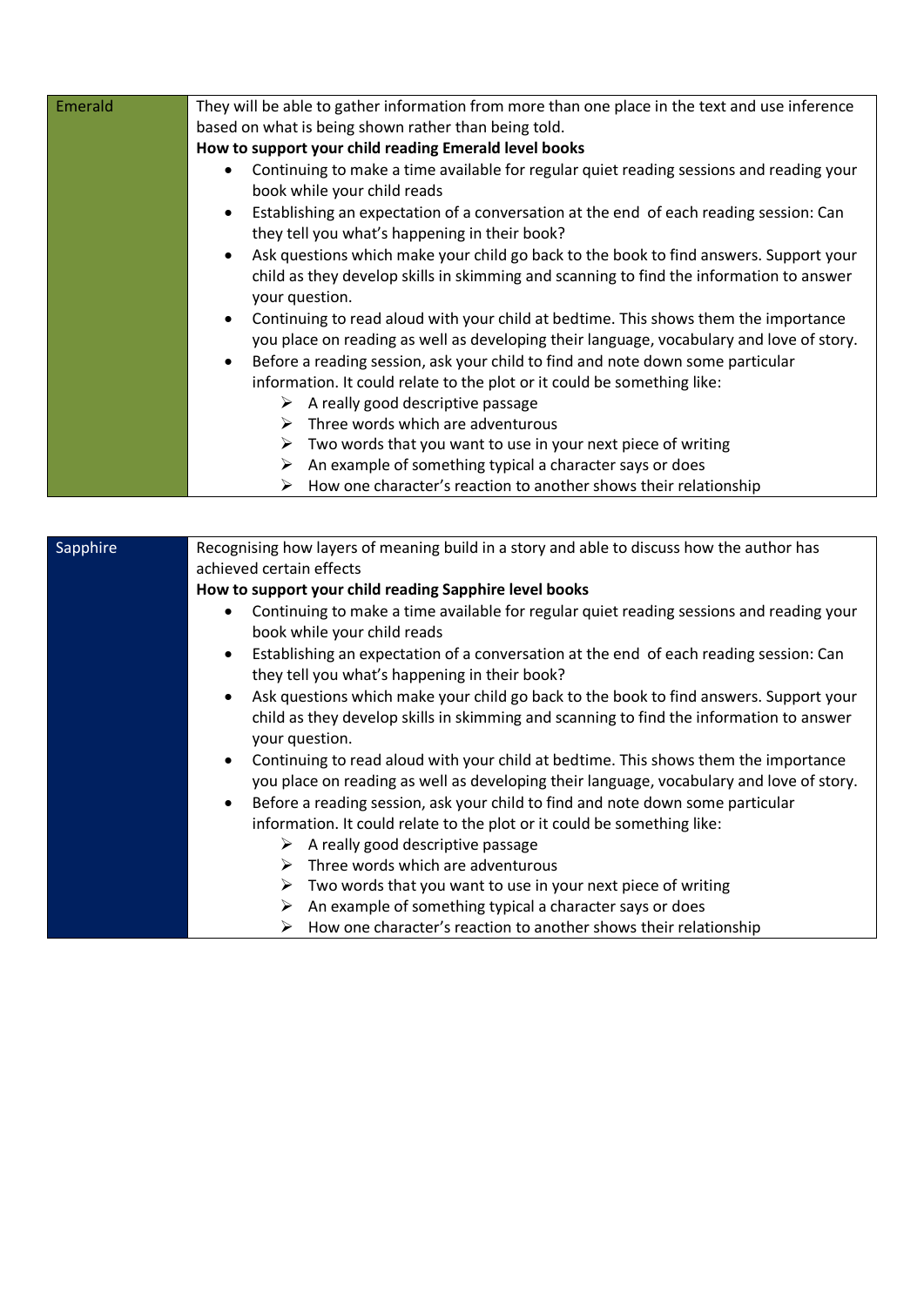| | |
|---|---|
| Emerald | They will be able to gather information from more than one place in the text and use inference based on what is being shown rather than being told.<br>**How to support your child reading Emerald level books**<br>• Continuing to make a time available for regular quiet reading sessions and reading your book while your child reads<br>• Establishing an expectation of a conversation at the end of each reading session: Can they tell you what's happening in their book?<br>• Ask questions which make your child go back to the book to find answers. Support your child as they develop skills in skimming and scanning to find the information to answer your question.<br>• Continuing to read aloud with your child at bedtime. This shows them the importance you place on reading as well as developing their language, vocabulary and love of story.<br>• Before a reading session, ask your child to find and note down some particular information. It could relate to the plot or it could be something like:<br>➢ A really good descriptive passage<br>➢ Three words which are adventurous<br>➢ Two words that you want to use in your next piece of writing<br>➢ An example of something typical a character says or does<br>➢ How one character's reaction to another shows their relationship |

| | |
|---|---|
| Sapphire | Recognising how layers of meaning build in a story and able to discuss how the author has achieved certain effects<br>**How to support your child reading Sapphire level books**<br>• Continuing to make a time available for regular quiet reading sessions and reading your book while your child reads<br>• Establishing an expectation of a conversation at the end of each reading session: Can they tell you what's happening in their book?<br>• Ask questions which make your child go back to the book to find answers. Support your child as they develop skills in skimming and scanning to find the information to answer your question.<br>• Continuing to read aloud with your child at bedtime. This shows them the importance you place on reading as well as developing their language, vocabulary and love of story.<br>• Before a reading session, ask your child to find and note down some particular information. It could relate to the plot or it could be something like:<br>➢ A really good descriptive passage<br>➢ Three words which are adventurous<br>➢ Two words that you want to use in your next piece of writing<br>➢ An example of something typical a character says or does<br>➢ How one character's reaction to another shows their relationship |